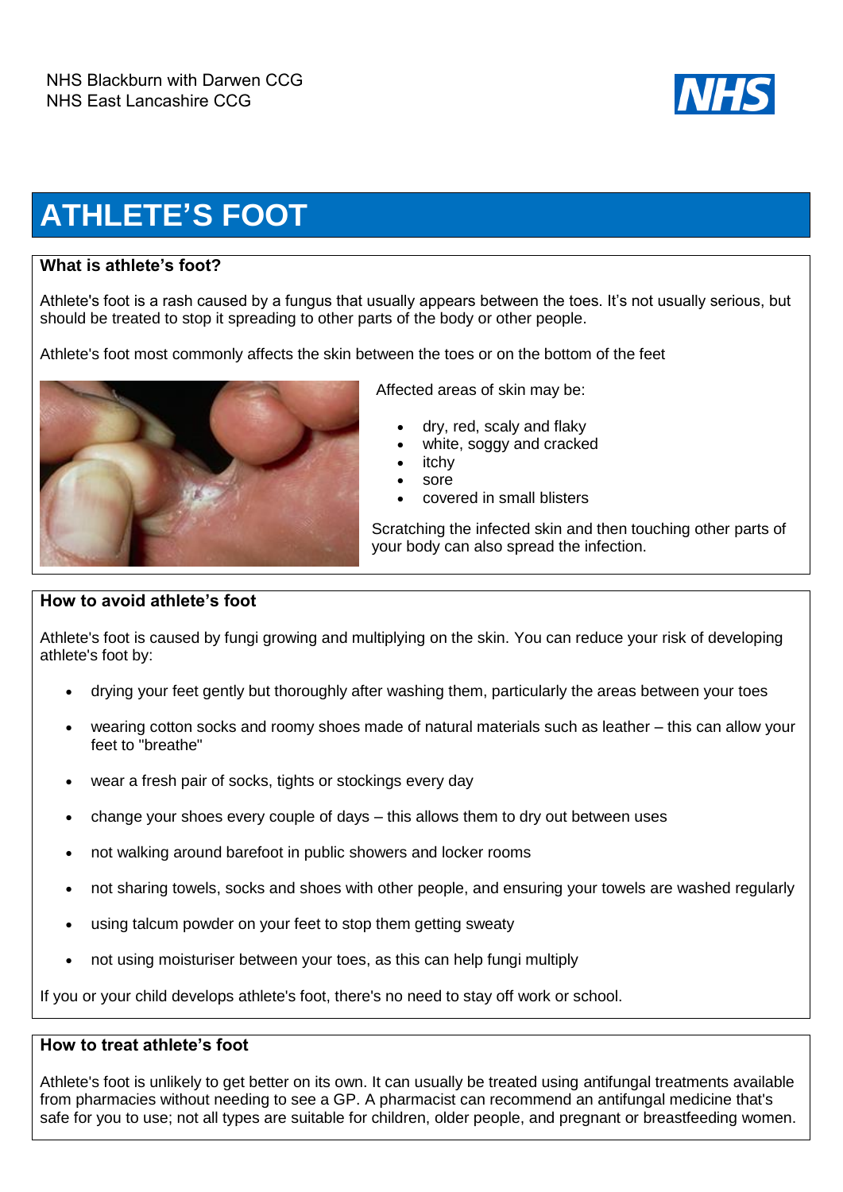NHS Blackburn with Darwen CCG
NHS East Lancashire CCG

# ATHLETE'S FOOT

## What is athlete's foot?

Athlete's foot is a rash caused by a fungus that usually appears between the toes. It's not usually serious, but should be treated to stop it spreading to other parts of the body or other people.

Athlete's foot most commonly affects the skin between the toes or on the bottom of the feet

Affected areas of skin may be:

- dry, red, scaly and flaky
- white, soggy and cracked
- itchy
- sore
- covered in small blisters

Scratching the infected skin and then touching other parts of your body can also spread the infection.

## How to avoid athlete's foot

Athlete's foot is caused by fungi growing and multiplying on the skin. You can reduce your risk of developing athlete's foot by:

- drying your feet gently but thoroughly after washing them, particularly the areas between your toes
- wearing cotton socks and roomy shoes made of natural materials such as leather – this can allow your feet to "breathe"
- wear a fresh pair of socks, tights or stockings every day
- change your shoes every couple of days – this allows them to dry out between uses
- not walking around barefoot in public showers and locker rooms
- not sharing towels, socks and shoes with other people, and ensuring your towels are washed regularly
- using talcum powder on your feet to stop them getting sweaty
- not using moisturiser between your toes, as this can help fungi multiply

If you or your child develops athlete's foot, there's no need to stay off work or school.

## How to treat athlete's foot

Athlete's foot is unlikely to get better on its own. It can usually be treated using antifungal treatments available from pharmacies without needing to see a GP. A pharmacist can recommend an antifungal medicine that's safe for you to use; not all types are suitable for children, older people, and pregnant or breastfeeding women.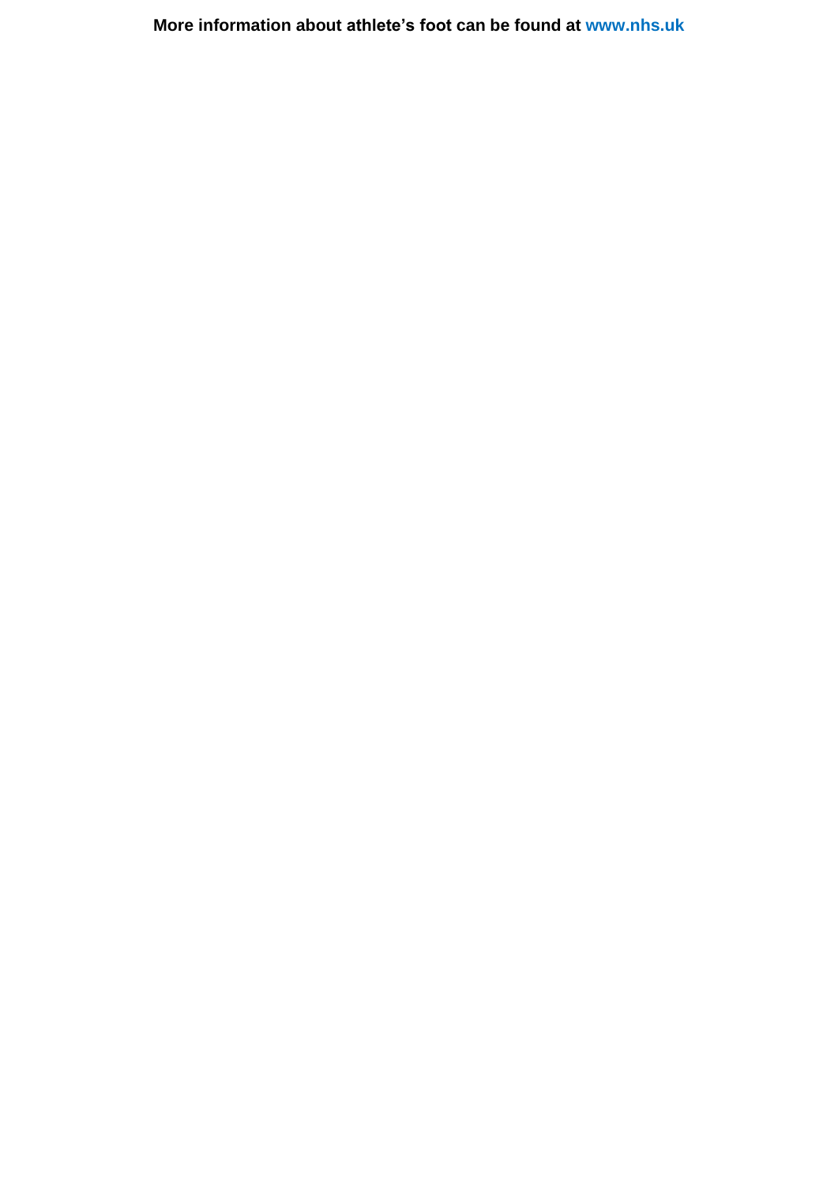**More information about athlete's foot can be found at www.nhs.uk**